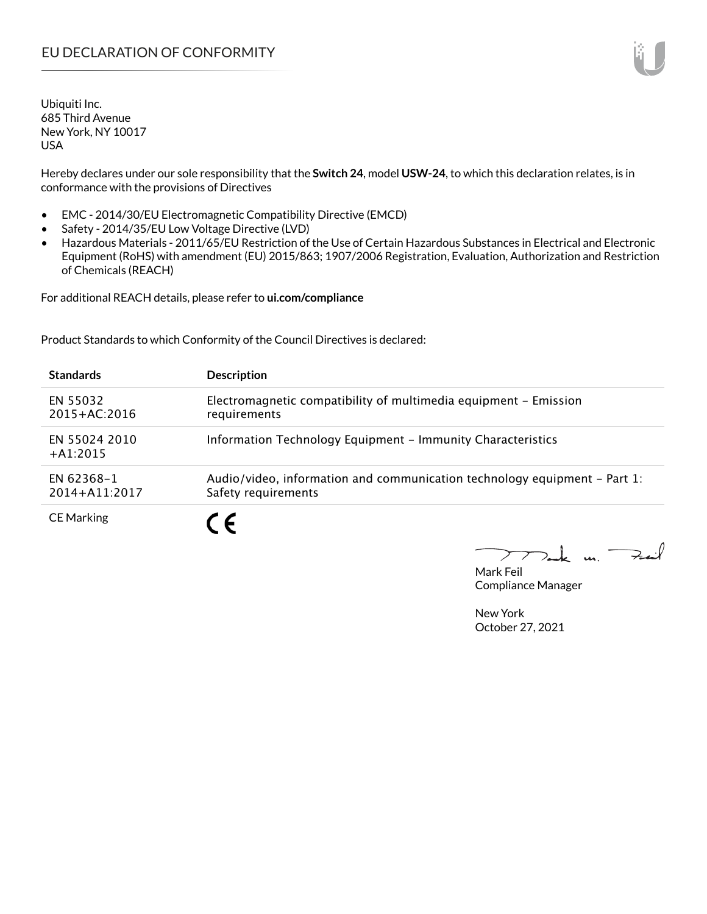# EU DECLARATION OF CONFORMITY

Ubiquiti Inc.
685 Third Avenue
New York, NY 10017
USA

Hereby declares under our sole responsibility that the **Switch 24**, model **USW-24**, to which this declaration relates, is in conformance with the provisions of Directives

- EMC - 2014/30/EU Electromagnetic Compatibility Directive (EMCD)
- Safety - 2014/35/EU Low Voltage Directive (LVD)
- Hazardous Materials - 2011/65/EU Restriction of the Use of Certain Hazardous Substances in Electrical and Electronic Equipment (RoHS) with amendment (EU) 2015/863; 1907/2006 Registration, Evaluation, Authorization and Restriction of Chemicals (REACH)

For additional REACH details, please refer to **ui.com/compliance**

Product Standards to which Conformity of the Council Directives is declared:

| Standards | Description |
|---|---|
| EN 55032 2015+AC:2016 | Electromagnetic compatibility of multimedia equipment – Emission requirements |
| EN 55024 2010 +A1:2015 | Information Technology Equipment – Immunity Characteristics |
| EN 62368-1 2014+A11:2017 | Audio/video, information and communication technology equipment – Part 1: Safety requirements |
| CE Marking | CE |

Mark Feil
Compliance Manager

New York
October 27, 2021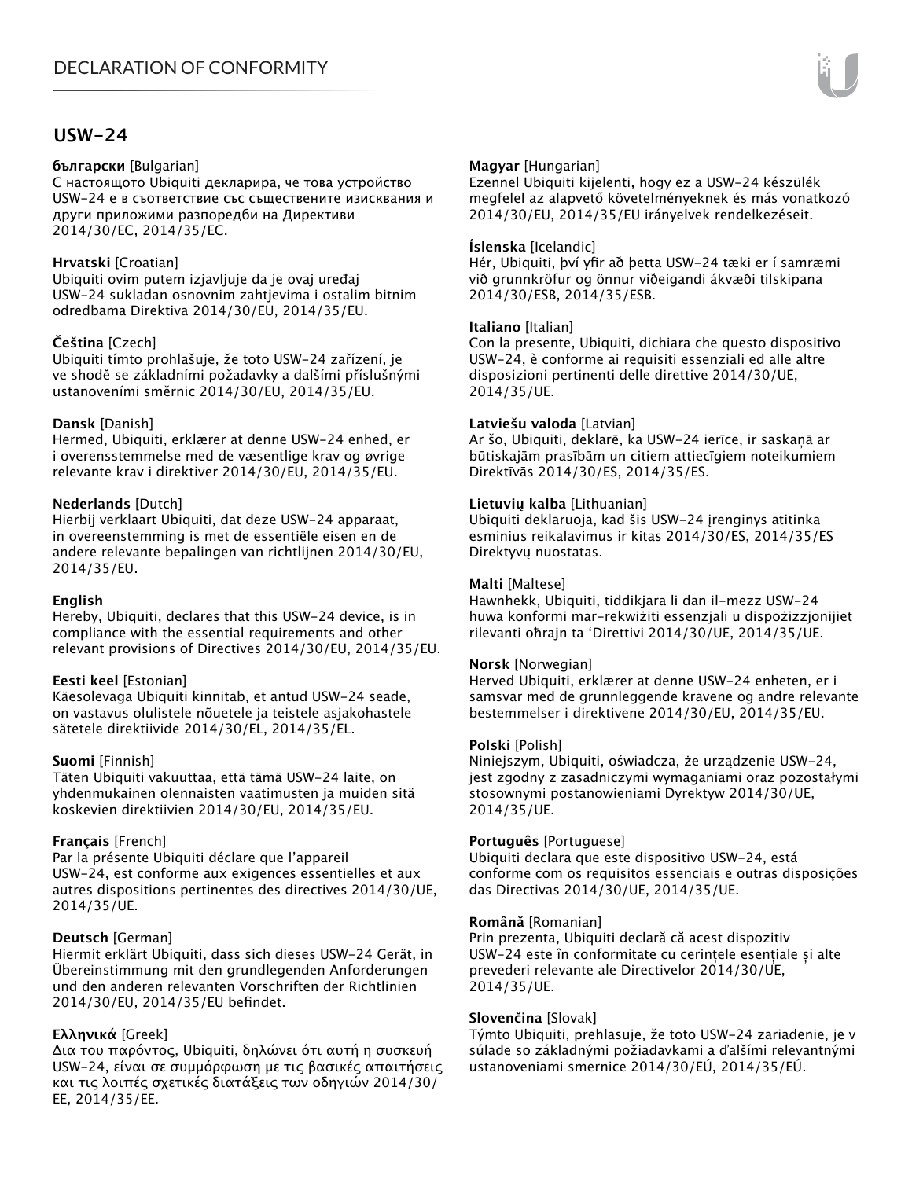# DECLARATION OF CONFORMITY

## USW-24

**български** [Bulgarian]
С настоящото Ubiquiti декларира, че това устройство USW-24 е в съответствие със съществените изисквания и други приложими разпоредби на Директиви 2014/30/ЕС, 2014/35/ЕС.

**Hrvatski** [Croatian]
Ubiquiti ovim putem izjavljuje da je ovaj uređaj USW-24 sukladan osnovnim zahtjevima i ostalim bitnim odredbama Direktiva 2014/30/EU, 2014/35/EU.

**Čeština** [Czech]
Ubiquiti tímto prohlašuje, že toto USW-24 zařízení, je ve shodě se základními požadavky a dalšími příslušnými ustanoveními směrnic 2014/30/EU, 2014/35/EU.

**Dansk** [Danish]
Hermed, Ubiquiti, erklærer at denne USW-24 enhed, er i overensstemmelse med de væsentlige krav og øvrige relevante krav i direktiver 2014/30/EU, 2014/35/EU.

**Nederlands** [Dutch]
Hierbij verklaart Ubiquiti, dat deze USW-24 apparaat, in overeenstemming is met de essentiële eisen en de andere relevante bepalingen van richtlijnen 2014/30/EU, 2014/35/EU.

**English**
Hereby, Ubiquiti, declares that this USW-24 device, is in compliance with the essential requirements and other relevant provisions of Directives 2014/30/EU, 2014/35/EU.

**Eesti keel** [Estonian]
Käesolevaga Ubiquiti kinnitab, et antud USW-24 seade, on vastavus olulistele nõuetele ja teistele asjakohastele sätetele direktiivide 2014/30/EL, 2014/35/EL.

**Suomi** [Finnish]
Täten Ubiquiti vakuuttaa, että tämä USW-24 laite, on yhdenmukainen olennaisten vaatimusten ja muiden sitä koskevien direktiivien 2014/30/EU, 2014/35/EU.

**Français** [French]
Par la présente Ubiquiti déclare que l'appareil USW-24, est conforme aux exigences essentielles et aux autres dispositions pertinentes des directives 2014/30/UE, 2014/35/UE.

**Deutsch** [German]
Hiermit erklärt Ubiquiti, dass sich dieses USW-24 Gerät, in Übereinstimmung mit den grundlegenden Anforderungen und den anderen relevanten Vorschriften der Richtlinien 2014/30/EU, 2014/35/EU befindet.

**Ελληνικά** [Greek]
Δια του παρόντος, Ubiquiti, δηλώνει ότι αυτή η συσκευή USW-24, είναι σε συμμόρφωση με τις βασικές απαιτήσεις και τις λοιπές σχετικές διατάξεις των οδηγιών 2014/30/EE, 2014/35/EE.

**Magyar** [Hungarian]
Ezennel Ubiquiti kijelenti, hogy ez a USW-24 készülék megfelel az alapvető követelményeknek és más vonatkozó 2014/30/EU, 2014/35/EU irányelvek rendelkezéseit.

**Íslenska** [Icelandic]
Hér, Ubiquiti, því yfir að þetta USW-24 tæki er í samræmi við grunnkröfur og önnur viðeigandi ákvæði tilskipana 2014/30/ESB, 2014/35/ESB.

**Italiano** [Italian]
Con la presente, Ubiquiti, dichiara che questo dispositivo USW-24, è conforme ai requisiti essenziali ed alle altre disposizioni pertinenti delle direttive 2014/30/UE, 2014/35/UE.

**Latviešu valoda** [Latvian]
Ar šo, Ubiquiti, deklarē, ka USW-24 ierīce, ir saskaņā ar būtiskajām prasībām un citiem attiecīgiem noteikumiem Direktīvās 2014/30/ES, 2014/35/ES.

**Lietuvių kalba** [Lithuanian]
Ubiquiti deklaruoja, kad šis USW-24 įrenginys atitinka esminius reikalavimus ir kitas 2014/30/ES, 2014/35/ES Direktyvų nuostatas.

**Malti** [Maltese]
Hawnhekk, Ubiquiti, tiddikjara li dan il-mezz USW-24 huwa konformi mar-rekwiżiti essenzjali u dispożizzjonijiet rilevanti oħrajn ta 'Direttivi 2014/30/UE, 2014/35/UE.

**Norsk** [Norwegian]
Herved Ubiquiti, erklærer at denne USW-24 enheten, er i samsvar med de grunnleggende kravene og andre relevante bestemmelser i direktivene 2014/30/EU, 2014/35/EU.

**Polski** [Polish]
Niniejszym, Ubiquiti, oświadcza, że urządzenie USW-24, jest zgodny z zasadniczymi wymaganiami oraz pozostałymi stosownymi postanowieniami Dyrektyw 2014/30/UE, 2014/35/UE.

**Português** [Portuguese]
Ubiquiti declara que este dispositivo USW-24, está conforme com os requisitos essenciais e outras disposições das Directivas 2014/30/UE, 2014/35/UE.

**Română** [Romanian]
Prin prezenta, Ubiquiti declară că acest dispozitiv USW-24 este în conformitate cu cerințele esențiale și alte prevederi relevante ale Directivelor 2014/30/UE, 2014/35/UE.

**Slovenčina** [Slovak]
Týmto Ubiquiti, prehlasuje, že toto USW-24 zariadenie, je v súlade so základnými požiadavkami a ďalšími relevantnými ustanoveniami smernice 2014/30/EÚ, 2014/35/EÚ.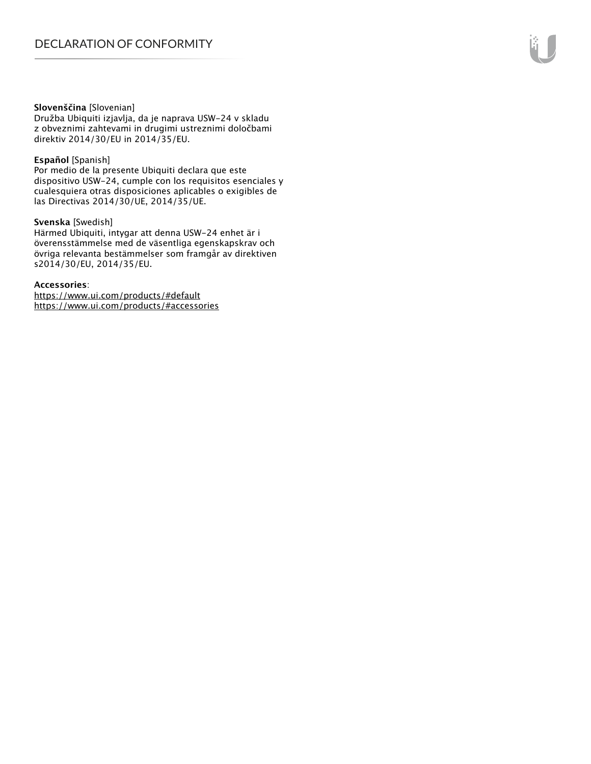**Slovenščina** [Slovenian]
Družba Ubiquiti izjavlja, da je naprava USW-24 v skladu z obveznimi zahtevami in drugimi ustreznimi določbami direktiv 2014/30/EU in 2014/35/EU.

**Español** [Spanish]
Por medio de la presente Ubiquiti declara que este dispositivo USW-24, cumple con los requisitos esenciales y cualesquiera otras disposiciones aplicables o exigibles de las Directivas 2014/30/UE, 2014/35/UE.

**Svenska** [Swedish]
Härmed Ubiquiti, intygar att denna USW-24 enhet är i överensstämmelse med de väsentliga egenskapskrav och övriga relevanta bestämmelser som framgår av direktiven s2014/30/EU, 2014/35/EU.

**Accessories**:
https://www.ui.com/products/#default
https://www.ui.com/products/#accessories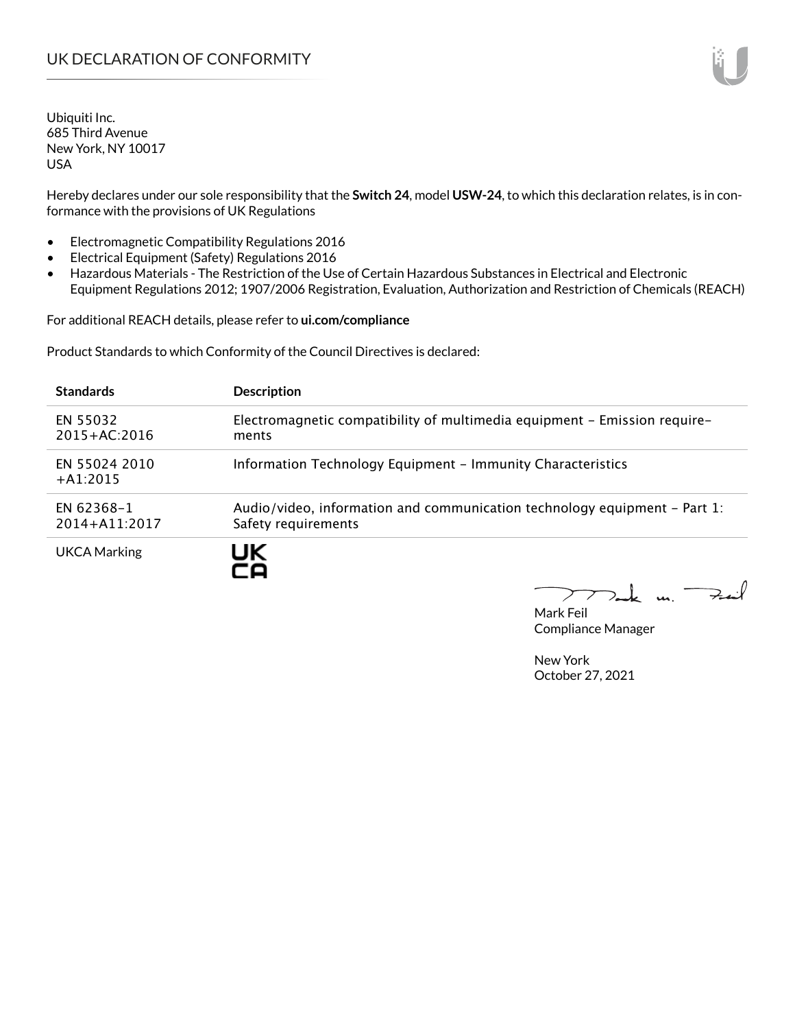# UK DECLARATION OF CONFORMITY

Ubiquiti Inc.
685 Third Avenue
New York, NY 10017
USA

Hereby declares under our sole responsibility that the **Switch 24**, model **USW-24**, to which this declaration relates, is in conformance with the provisions of UK Regulations

- Electromagnetic Compatibility Regulations 2016
- Electrical Equipment (Safety) Regulations 2016
- Hazardous Materials - The Restriction of the Use of Certain Hazardous Substances in Electrical and Electronic Equipment Regulations 2012; 1907/2006 Registration, Evaluation, Authorization and Restriction of Chemicals (REACH)

For additional REACH details, please refer to **ui.com/compliance**

Product Standards to which Conformity of the Council Directives is declared:

| Standards | Description |
|---|---|
| EN 55032 2015+AC:2016 | Electromagnetic compatibility of multimedia equipment – Emission requirements |
| EN 55024 2010 +A1:2015 | Information Technology Equipment – Immunity Characteristics |
| EN 62368-1 2014+A11:2017 | Audio/video, information and communication technology equipment – Part 1: Safety requirements |
| UKCA Marking | UK CA |

Mark Feil
Compliance Manager

New York
October 27, 2021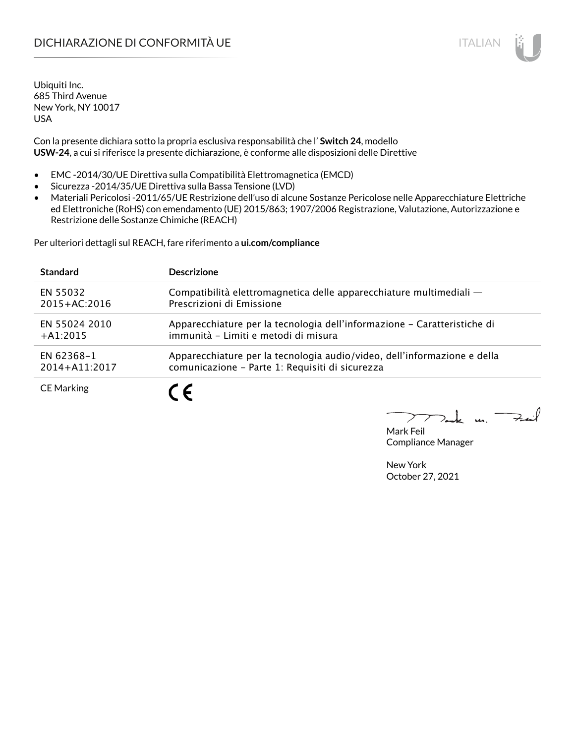# DICHIARAZIONE DI CONFORMITÀ UE

Ubiquiti Inc.
685 Third Avenue
New York, NY 10017
USA

Con la presente dichiara sotto la propria esclusiva responsabilità che l' **Switch 24**, modello **USW-24**, a cui si riferisce la presente dichiarazione, è conforme alle disposizioni delle Direttive

- EMC -2014/30/UE Direttiva sulla Compatibilità Elettromagnetica (EMCD)
- Sicurezza -2014/35/UE Direttiva sulla Bassa Tensione (LVD)
- Materiali Pericolosi -2011/65/UE Restrizione dell'uso di alcune Sostanze Pericolose nelle Apparecchiature Elettriche ed Elettroniche (RoHS) con emendamento (UE) 2015/863; 1907/2006 Registrazione, Valutazione, Autorizzazione e Restrizione delle Sostanze Chimiche (REACH)

Per ulteriori dettagli sul REACH, fare riferimento a **ui.com/compliance**

| Standard | Descrizione |
|---|---|
| EN 55032 2015+AC:2016 | Compatibilità elettromagnetica delle apparecchiature multimediali — Prescrizioni di Emissione |
| EN 55024 2010 +A1:2015 | Apparecchiature per la tecnologia dell'informazione – Caratteristiche di immunità – Limiti e metodi di misura |
| EN 62368–1 2014+A11:2017 | Apparecchiature per la tecnologia audio/video, dell'informazione e della comunicazione – Parte 1: Requisiti di sicurezza |
| CE Marking | CE |

Mark Feil
Compliance Manager

New York
October 27, 2021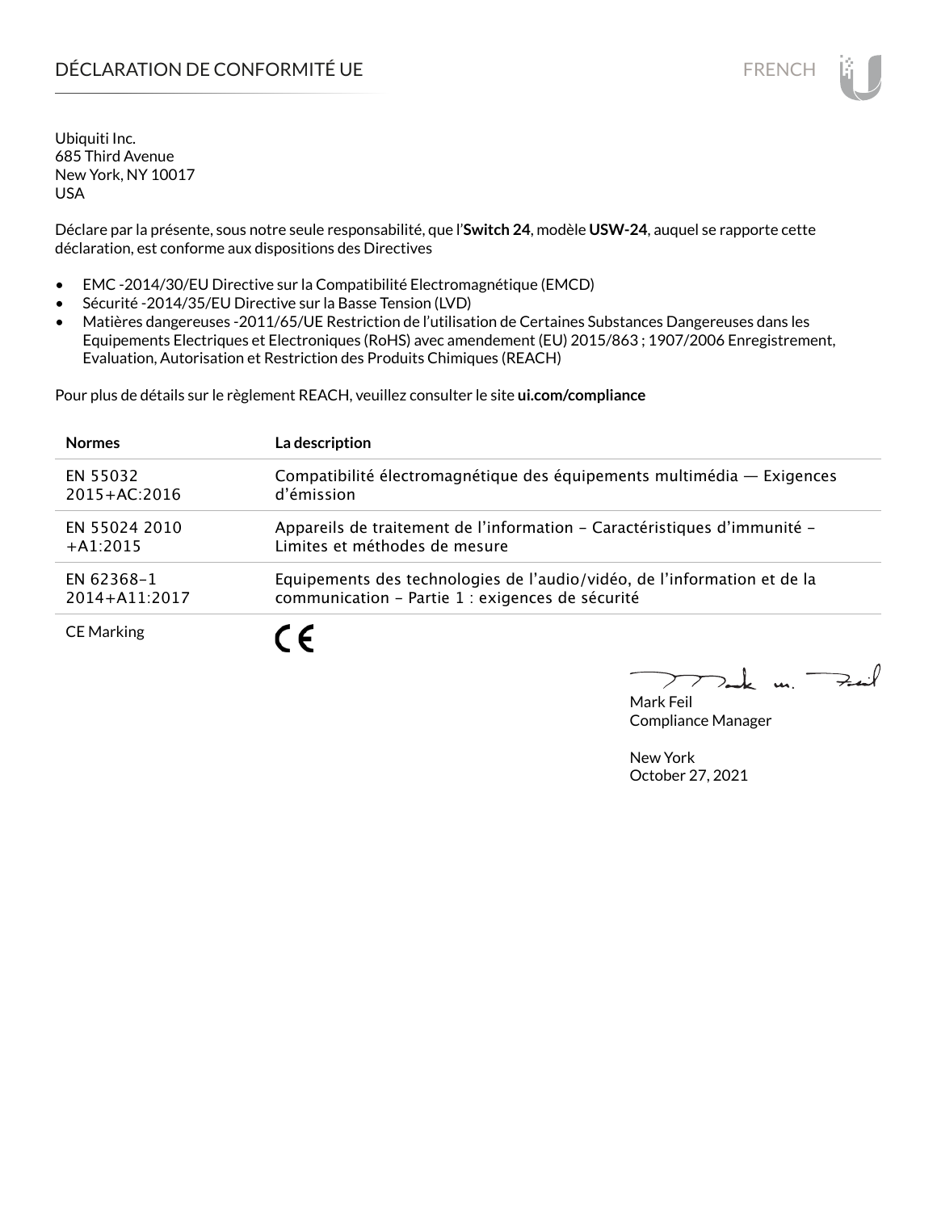# DÉCLARATION DE CONFORMITÉ UE

FRENCH

Ubiquiti Inc.
685 Third Avenue
New York, NY 10017
USA

Déclare par la présente, sous notre seule responsabilité, que l'**Switch 24**, modèle **USW-24**, auquel se rapporte cette déclaration, est conforme aux dispositions des Directives

- EMC -2014/30/EU Directive sur la Compatibilité Electromagnétique (EMCD)
- Sécurité -2014/35/EU Directive sur la Basse Tension (LVD)
- Matières dangereuses -2011/65/UE Restriction de l'utilisation de Certaines Substances Dangereuses dans les Equipements Electriques et Electroniques (RoHS) avec amendement (EU) 2015/863 ; 1907/2006 Enregistrement, Evaluation, Autorisation et Restriction des Produits Chimiques (REACH)

Pour plus de détails sur le règlement REACH, veuillez consulter le site **ui.com/compliance**

| **Normes** | **La description** |
|---|---|
| EN 55032 2015+AC:2016 | Compatibilité électromagnétique des équipements multimédia — Exigences d'émission |
| EN 55024 2010 +A1:2015 | Appareils de traitement de l'information – Caractéristiques d'immunité – Limites et méthodes de mesure |
| EN 62368-1 2014+A11:2017 | Equipements des technologies de l'audio/vidéo, de l'information et de la communication – Partie 1 : exigences de sécurité |
| CE Marking | CE |

Mark Feil
Compliance Manager

New York
October 27, 2021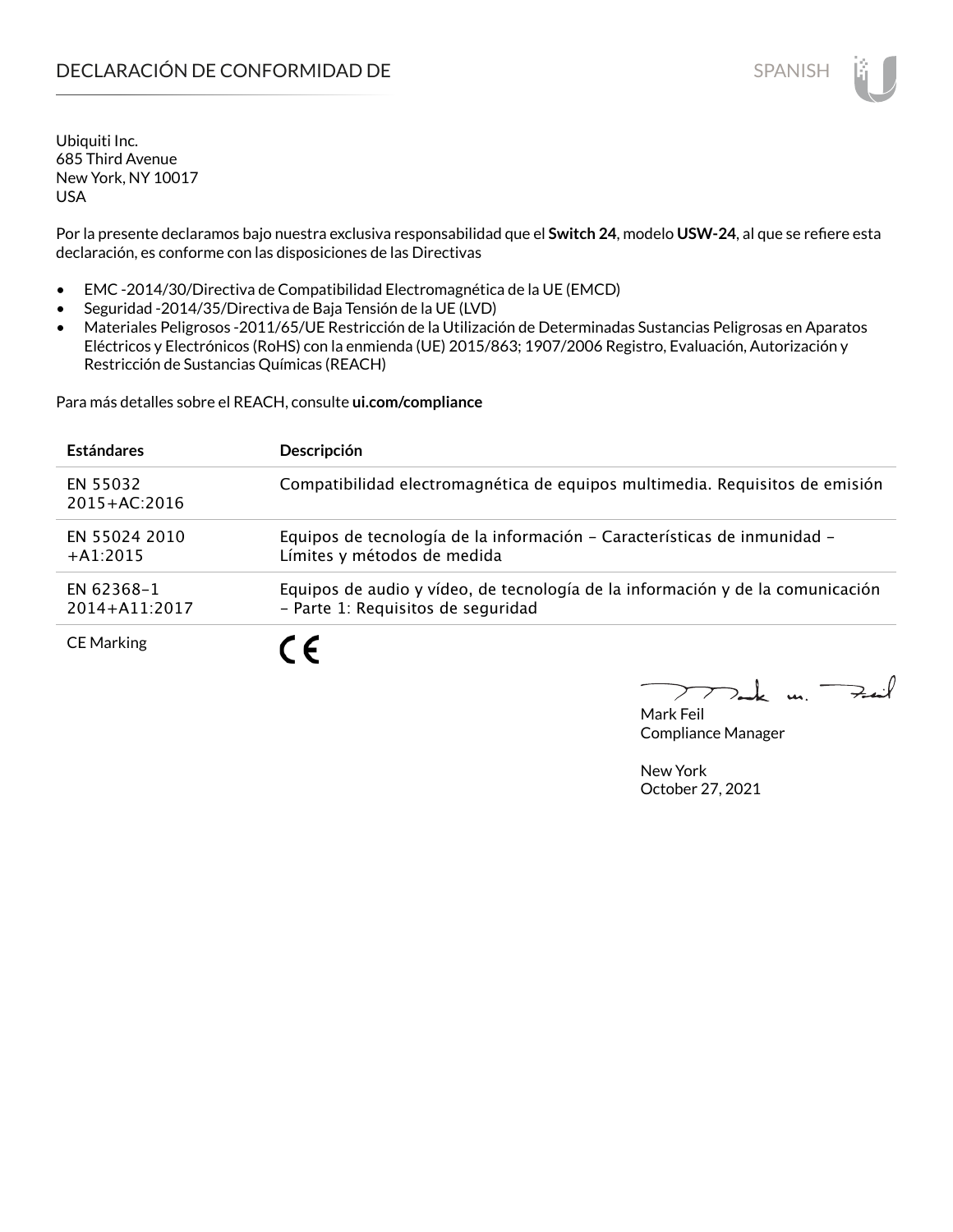# DECLARACIÓN DE CONFORMIDAD DE

SPANISH

Ubiquiti Inc.
685 Third Avenue
New York, NY 10017
USA

Por la presente declaramos bajo nuestra exclusiva responsabilidad que el **Switch 24**, modelo **USW-24**, al que se refiere esta declaración, es conforme con las disposiciones de las Directivas

- EMC -2014/30/Directiva de Compatibilidad Electromagnética de la UE (EMCD)
- Seguridad -2014/35/Directiva de Baja Tensión de la UE (LVD)
- Materiales Peligrosos -2011/65/UE Restricción de la Utilización de Determinadas Sustancias Peligrosas en Aparatos Eléctricos y Electrónicos (RoHS) con la enmienda (UE) 2015/863; 1907/2006 Registro, Evaluación, Autorización y Restricción de Sustancias Químicas (REACH)

Para más detalles sobre el REACH, consulte **ui.com/compliance**

| **Estándares** | **Descripción** |
|---|---|
| EN 55032 2015+AC:2016 | Compatibilidad electromagnética de equipos multimedia. Requisitos de emisión |
| EN 55024 2010 +A1:2015 | Equipos de tecnología de la información – Características de inmunidad – Límites y métodos de medida |
| EN 62368–1 2014+A11:2017 | Equipos de audio y vídeo, de tecnología de la información y de la comunicación – Parte 1: Requisitos de seguridad |
| CE Marking | CE |

Mark Feil
Compliance Manager

New York
October 27, 2021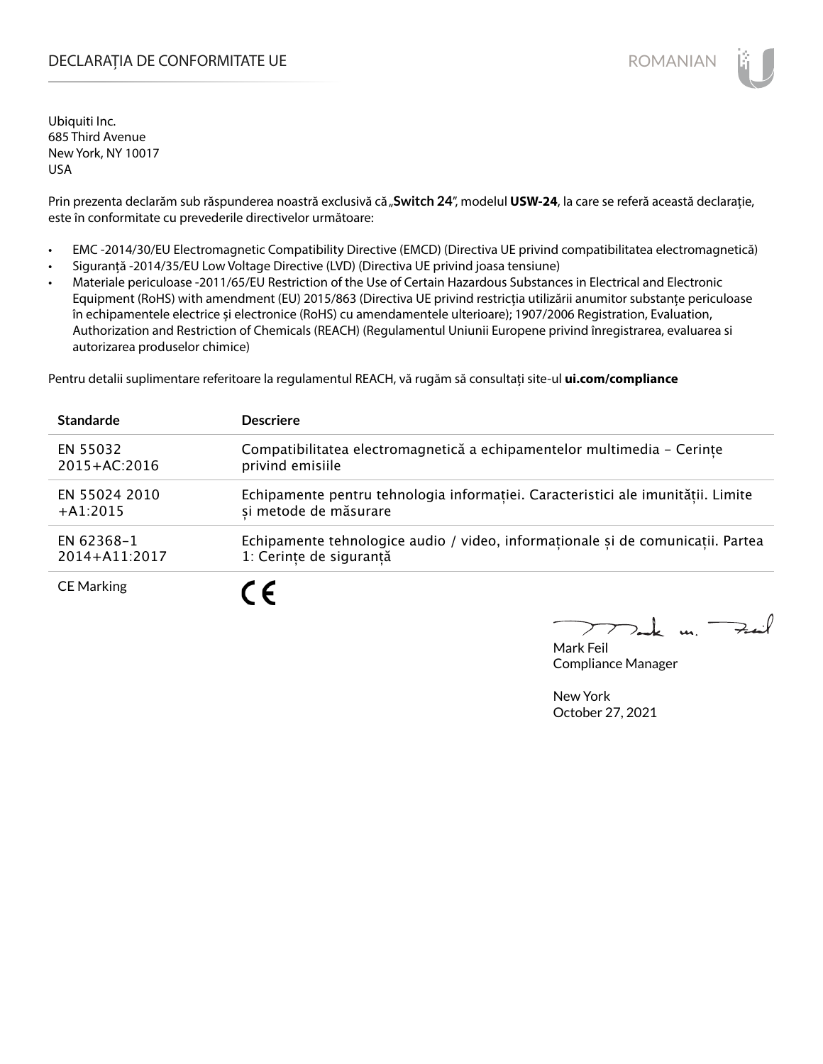# DECLARAȚIA DE CONFORMITATE UE

Ubiquiti Inc.
685 Third Avenue
New York, NY 10017
USA

Prin prezenta declarăm sub răspunderea noastră exclusivă că „**Switch 24**", modelul **USW-24**, la care se referă această declarație, este în conformitate cu prevederile directivelor următoare:

- EMC -2014/30/EU Electromagnetic Compatibility Directive (EMCD) (Directiva UE privind compatibilitatea electromagnetică)
- Siguranță -2014/35/EU Low Voltage Directive (LVD) (Directiva UE privind joasa tensiune)
- Materiale periculoase -2011/65/EU Restriction of the Use of Certain Hazardous Substances in Electrical and Electronic Equipment (RoHS) with amendment (EU) 2015/863 (Directiva UE privind restricția utilizării anumitor substanțe periculoase în echipamentele electrice și electronice (RoHS) cu amendamentele ulterioare); 1907/2006 Registration, Evaluation, Authorization and Restriction of Chemicals (REACH) (Regulamentul Uniunii Europene privind înregistrarea, evaluarea si autorizarea produselor chimice)

Pentru detalii suplimentare referitoare la regulamentul REACH, vă rugăm să consultați site-ul **ui.com/compliance**

| Standarde | Descriere |
|---|---|
| EN 55032 2015+AC:2016 | Compatibilitatea electromagnetică a echipamentelor multimedia – Cerințe privind emisiile |
| EN 55024 2010 +A1:2015 | Echipamente pentru tehnologia informației. Caracteristici ale imunității. Limite și metode de măsurare |
| EN 62368-1 2014+A11:2017 | Echipamente tehnologice audio / video, informaționale și de comunicații. Partea 1: Cerințe de siguranță |
| CE Marking | CE |

Mark Feil
Compliance Manager

New York
October 27, 2021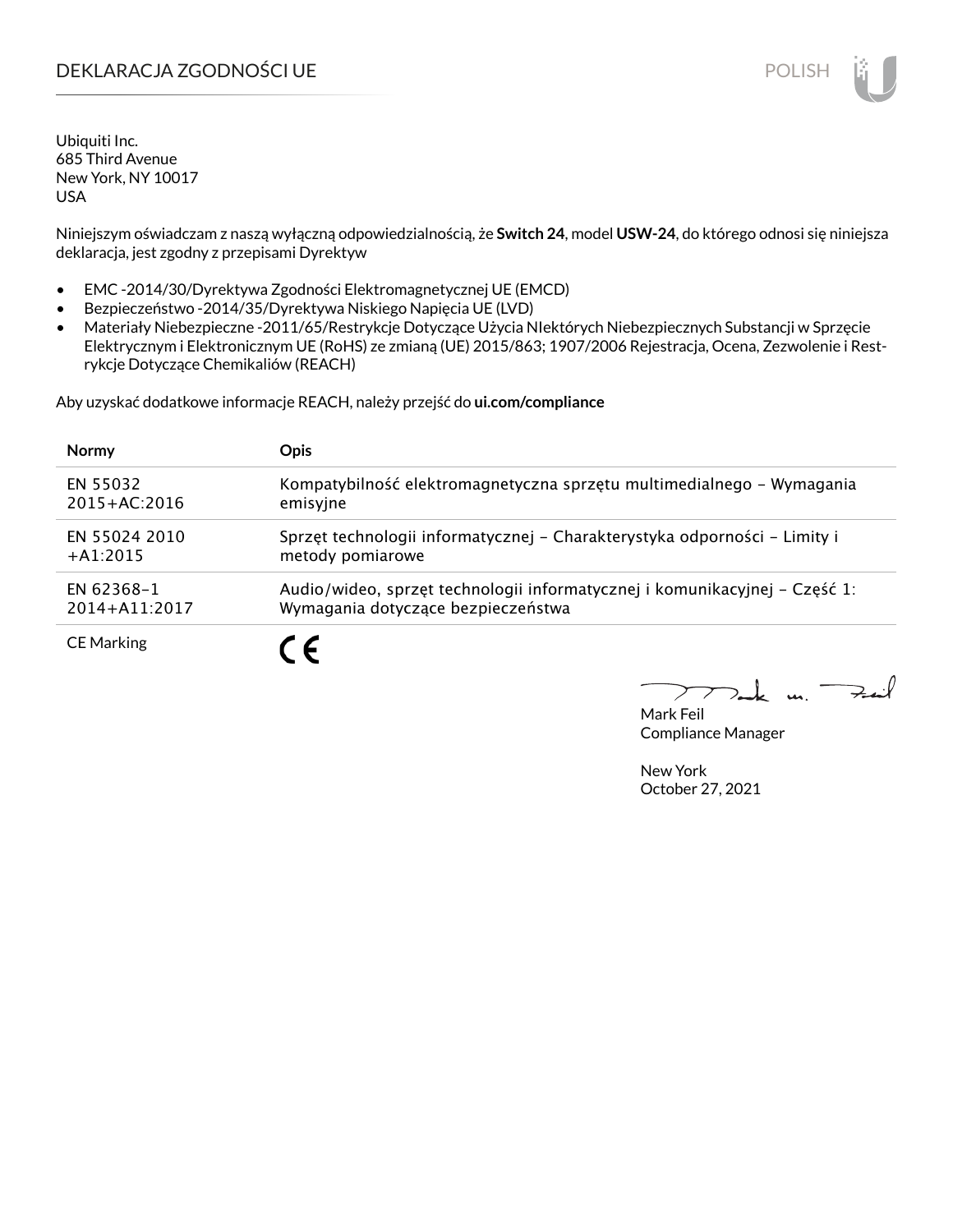# DEKLARACJA ZGODNOŚCI UE

POLISH

Ubiquiti Inc.
685 Third Avenue
New York, NY 10017
USA

Niniejszym oświadczam z naszą wyłączną odpowiedzialnością, że **Switch 24**, model **USW-24**, do którego odnosi się niniejsza deklaracja, jest zgodny z przepisami Dyrektyw

- EMC -2014/30/Dyrektywa Zgodności Elektromagnetycznej UE (EMCD)
- Bezpieczeństwo -2014/35/Dyrektywa Niskiego Napięcia UE (LVD)
- Materiały Niebezpieczne -2011/65/Restrykcje Dotyczące Użycia NIektórych Niebezpiecznych Substancji w Sprzęcie Elektrycznym i Elektronicznym UE (RoHS) ze zmianą (UE) 2015/863; 1907/2006 Rejestracja, Ocena, Zezwolenie i Restrykcje Dotyczące Chemikaliów (REACH)

Aby uzyskać dodatkowe informacje REACH, należy przejść do **ui.com/compliance**

| Normy | Opis |
|---|---|
| EN 55032 2015+AC:2016 | Kompatybilność elektromagnetyczna sprzętu multimedialnego – Wymagania emisyjne |
| EN 55024 2010 +A1:2015 | Sprzęt technologii informatycznej – Charakterystyka odporności – Limity i metody pomiarowe |
| EN 62368-1 2014+A11:2017 | Audio/wideo, sprzęt technologii informatycznej i komunikacyjnej – Część 1: Wymagania dotyczące bezpieczeństwa |
| CE Marking | CE |

Mark Feil
Compliance Manager

New York
October 27, 2021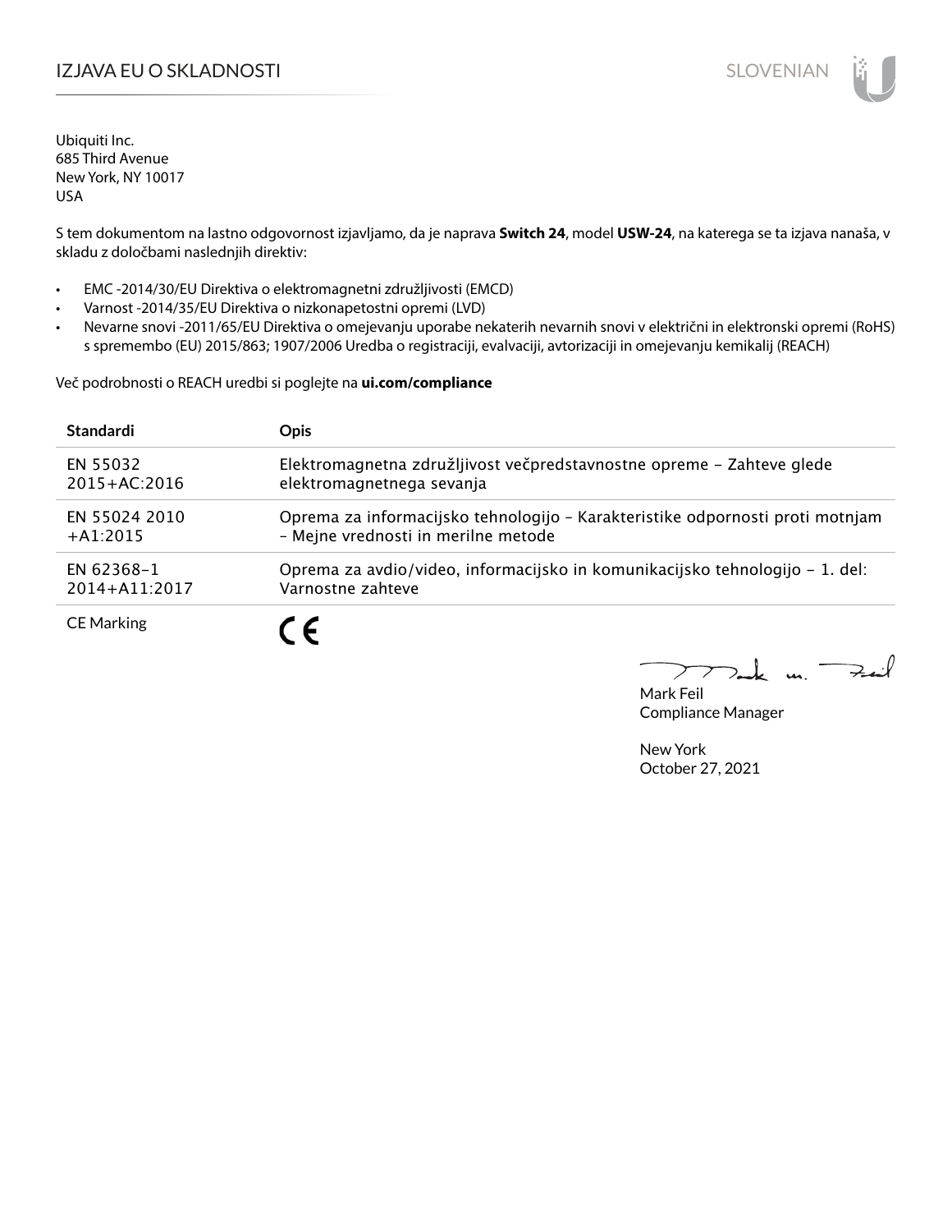# IZJAVA EU O SKLADNOSTI

Ubiquiti Inc.
685 Third Avenue
New York, NY 10017
USA

S tem dokumentom na lastno odgovornost izjavljamo, da je naprava **Switch 24**, model **USW-24**, na katerega se ta izjava nanaša, v skladu z določbami naslednjih direktiv:

- EMC -2014/30/EU Direktiva o elektromagnetni združljivosti (EMCD)
- Varnost -2014/35/EU Direktiva o nizkonapetostni opremi (LVD)
- Nevarne snovi -2011/65/EU Direktiva o omejevanju uporabe nekaterih nevarnih snovi v električni in elektronski opremi (RoHS) s spremembo (EU) 2015/863; 1907/2006 Uredba o registraciji, evalvaciji, avtorizaciji in omejevanju kemikalij (REACH)

Več podrobnosti o REACH uredbi si poglejte na **ui.com/compliance**

| Standardi | Opis |
|---|---|
| EN 55032 2015+AC:2016 | Elektromagnetna združljivost večpredstavnostne opreme – Zahteve glede elektromagnetnega sevanja |
| EN 55024 2010 +A1:2015 | Oprema za informacijsko tehnologijo – Karakteristike odpornosti proti motnjam – Mejne vrednosti in merilne metode |
| EN 62368-1 2014+A11:2017 | Oprema za avdio/video, informacijsko in komunikacijsko tehnologijo – 1. del: Varnostne zahteve |
| CE Marking | CE |

Mark Feil
Compliance Manager

New York
October 27, 2021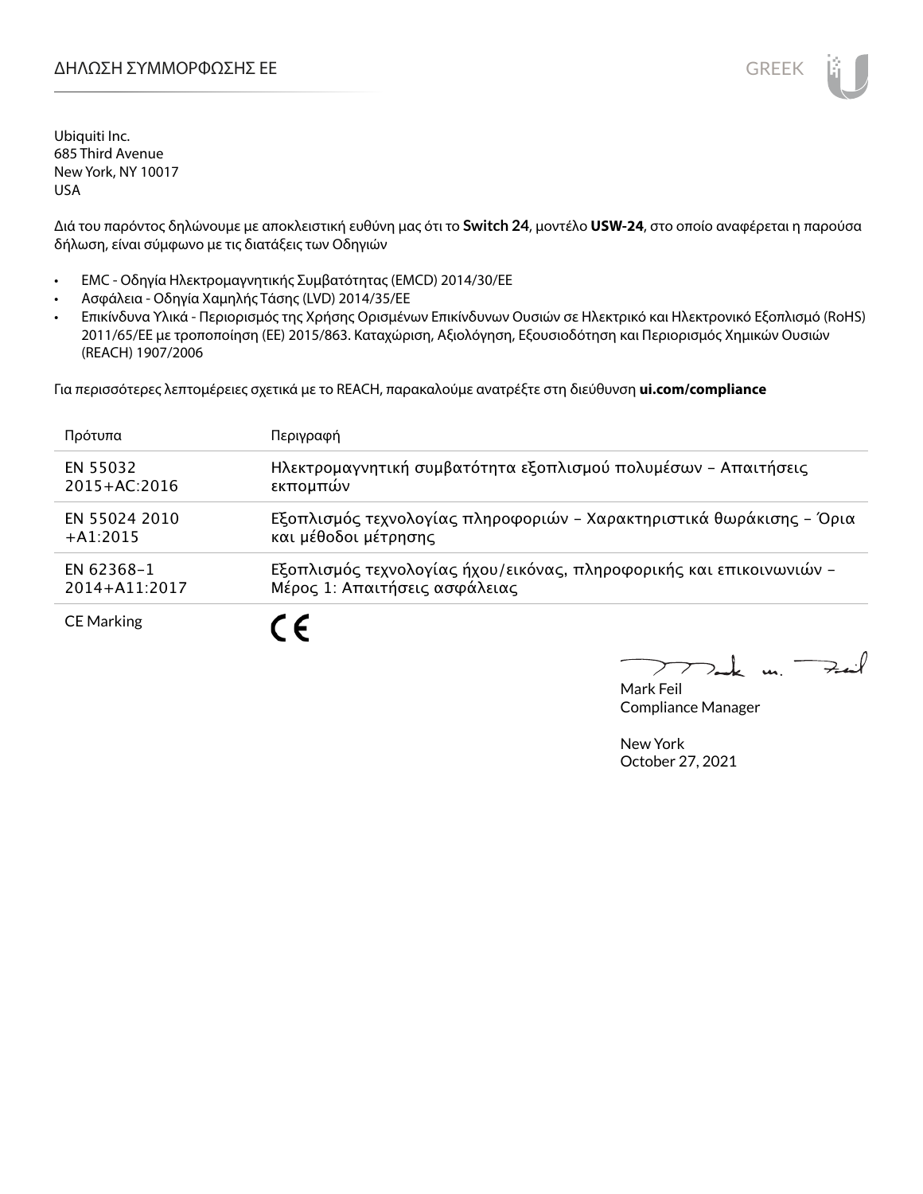# ΔΗΛΩΣΗ ΣΥΜΜΟΡΦΩΣΗΣ ΕΕ

Ubiquiti Inc.
685 Third Avenue
New York, NY 10017
USA

Διά του παρόντος δηλώνουμε με αποκλειστική ευθύνη μας ότι το **Switch 24**, μοντέλο **USW-24**, στο οποίο αναφέρεται η παρούσα δήλωση, είναι σύμφωνο με τις διατάξεις των Οδηγιών

- EMC - Οδηγία Ηλεκτρομαγνητικής Συμβατότητας (EMCD) 2014/30/ΕΕ
- Ασφάλεια - Οδηγία Χαμηλής Τάσης (LVD) 2014/35/ΕΕ
- Επικίνδυνα Υλικά - Περιορισμός της Χρήσης Ορισμένων Επικίνδυνων Ουσιών σε Ηλεκτρικό και Ηλεκτρονικό Εξοπλισμό (RoHS) 2011/65/ΕΕ με τροποποίηση (ΕΕ) 2015/863. Καταχώριση, Αξιολόγηση, Εξουσιοδότηση και Περιορισμός Χημικών Ουσιών (REACH) 1907/2006

Για περισσότερες λεπτομέρειες σχετικά με το REACH, παρακαλούμε ανατρέξτε στη διεύθυνση **ui.com/compliance**

| Πρότυπα | Περιγραφή |
|---|---|
| EN 55032 2015+AC:2016 | Ηλεκτρομαγνητική συμβατότητα εξοπλισμού πολυμέσων – Απαιτήσεις εκπομπών |
| EN 55024 2010 +A1:2015 | Εξοπλισμός τεχνολογίας πληροφοριών – Χαρακτηριστικά θωράκισης – Όρια και μέθοδοι μέτρησης |
| EN 62368-1 2014+A11:2017 | Εξοπλισμός τεχνολογίας ήχου/εικόνας, πληροφορικής και επικοινωνιών – Μέρος 1: Απαιτήσεις ασφάλειας |
| CE Marking | CE |

Mark Feil
Compliance Manager

New York
October 27, 2021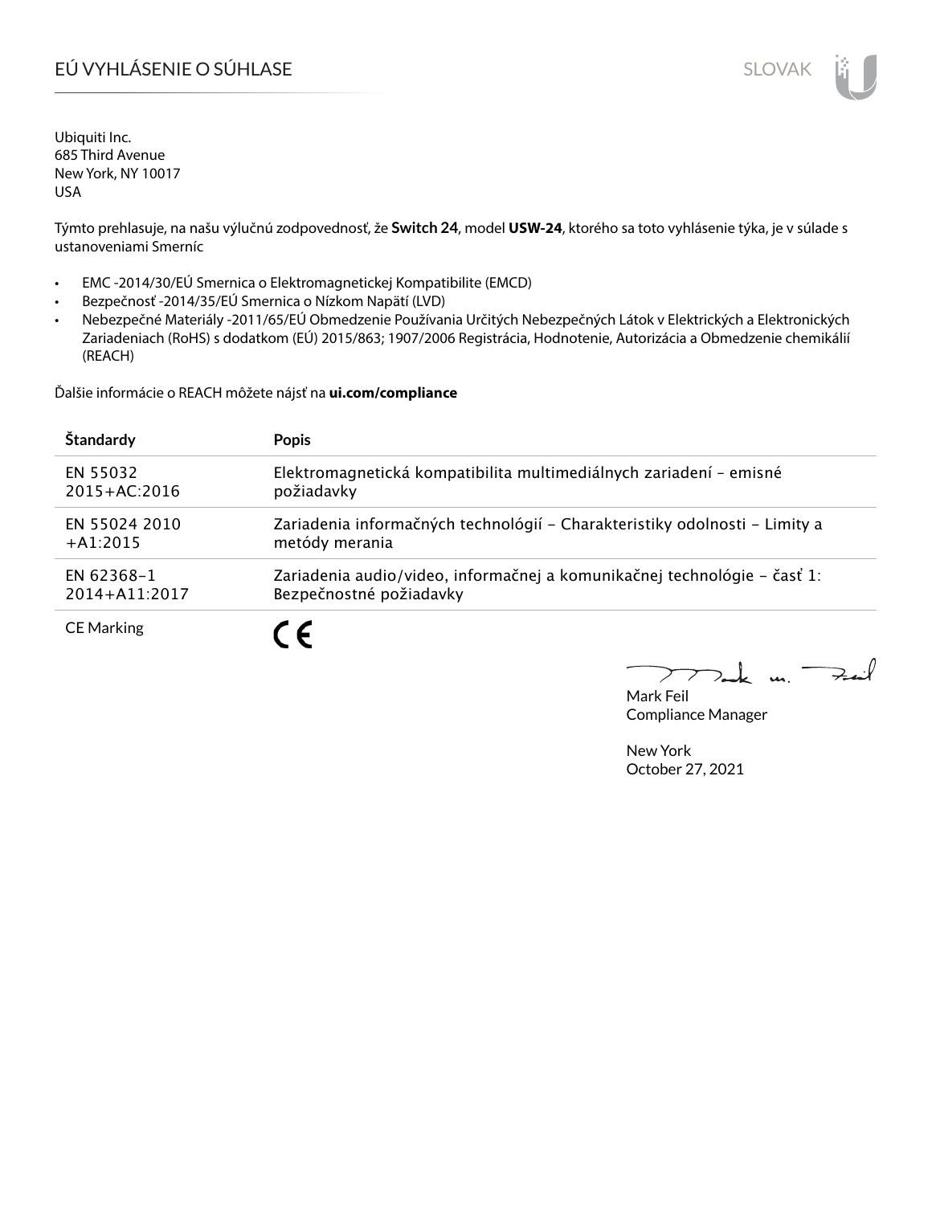# EÚ VYHLÁSENIE O SÚHLASE

Ubiquiti Inc.
685 Third Avenue
New York, NY 10017
USA

Týmto prehlasuje, na našu výlučnú zodpovednosť, že **Switch 24**, model **USW-24**, ktorého sa toto vyhlásenie týka, je v súlade s ustanoveniami Smerníc

- EMC -2014/30/EÚ Smernica o Elektromagnetickej Kompatibilite (EMCD)
- Bezpečnosť -2014/35/EÚ Smernica o Nízkom Napätí (LVD)
- Nebezpečné Materiály -2011/65/EÚ Obmedzenie Používania Určitých Nebezpečných Látok v Elektrických a Elektronických Zariadeniach (RoHS) s dodatkom (EÚ) 2015/863; 1907/2006 Registrácia, Hodnotenie, Autorizácia a Obmedzenie chemikálií (REACH)

Ďalšie informácie o REACH môžete nájsť na **ui.com/compliance**

| Štandardy | Popis |
|---|---|
| EN 55032 2015+AC:2016 | Elektromagnetická kompatibilita multimediálnych zariadení – emisné požiadavky |
| EN 55024 2010 +A1:2015 | Zariadenia informačných technológií – Charakteristiky odolnosti – Limity a metódy merania |
| EN 62368-1 2014+A11:2017 | Zariadenia audio/video, informačnej a komunikačnej technológie – časť 1: Bezpečnostné požiadavky |
| CE Marking | CE |

Mark Feil
Compliance Manager

New York
October 27, 2021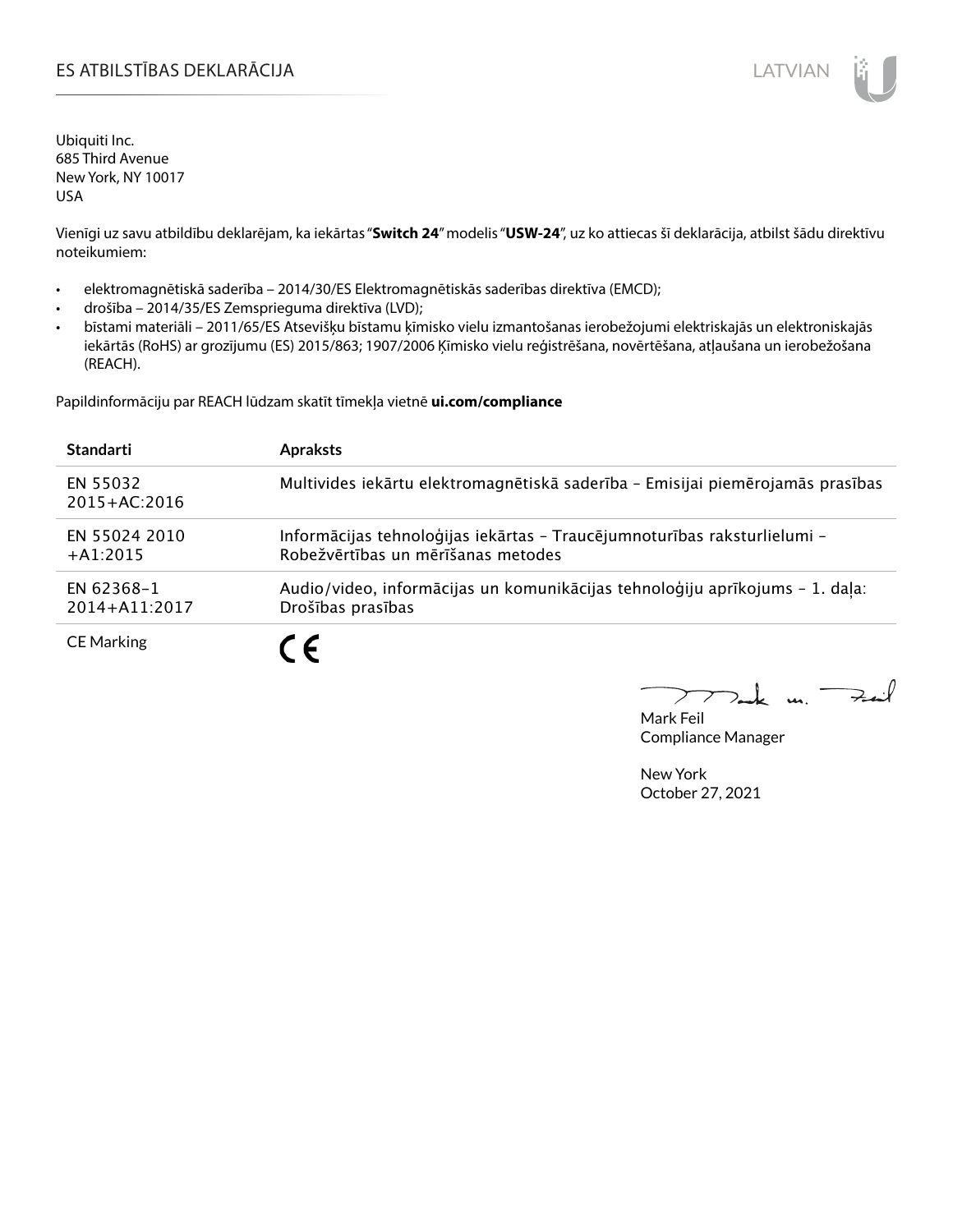# ES ATBILSTĪBAS DEKLARĀCIJA

LATVIAN

Ubiquiti Inc.
685 Third Avenue
New York, NY 10017
USA

Vienīgi uz savu atbildību deklarējam, ka iekārtas "**Switch 24**" modelis "**USW-24**", uz ko attiecas šī deklarācija, atbilst šādu direktīvu noteikumiem:

- elektromagnētiskā saderība – 2014/30/ES Elektromagnētiskās saderības direktīva (EMCD);
- drošība – 2014/35/ES Zemsprieguma direktīva (LVD);
- bīstami materiāli – 2011/65/ES Atsevišķu bīstamu ķīmisko vielu izmantošanas ierobežojumi elektriskajās un elektroniskajās iekārtās (RoHS) ar grozījumu (ES) 2015/863; 1907/2006 Ķīmisko vielu reģistrēšana, novērtēšana, atļaušana un ierobežošana (REACH).

Papildinformāciju par REACH lūdzam skatīt tīmekļa vietnē **ui.com/compliance**

| Standarti | Apraksts |
|---|---|
| EN 55032 2015+AC:2016 | Multivides iekārtu elektromagnētiskā saderība – Emisijai piemērojamās prasības |
| EN 55024 2010 +A1:2015 | Informācijas tehnoloģijas iekārtas – Traucējumnoturības raksturlielumi – Robežvērtības un mērīšanas metodes |
| EN 62368-1 2014+A11:2017 | Audio/video, informācijas un komunikācijas tehnoloģiju aprīkojums – 1. daļa: Drošības prasības |
| CE Marking | CE |

Mark Feil
Compliance Manager

New York
October 27, 2021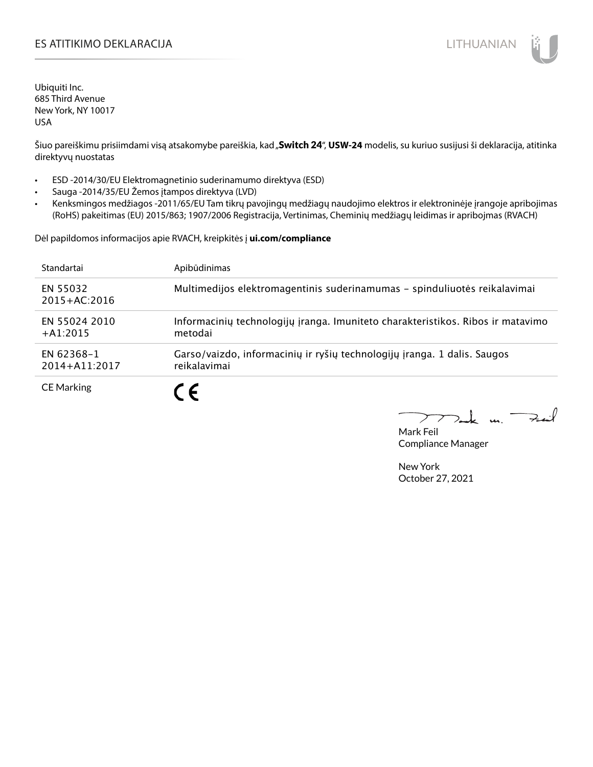# ES ATITIKIMO DEKLARACIJA

Ubiquiti Inc.
685 Third Avenue
New York, NY 10017
USA

Šiuo pareiškimu prisiimdami visą atsakomybe pareiškia, kad „**Switch 24**", **USW-24** modelis, su kuriuo susijusi ši deklaracija, atitinka direktyvų nuostatas

- ESD -2014/30/EU Elektromagnetinio suderinamumo direktyva (ESD)
- Sauga -2014/35/EU Žemos įtampos direktyva (LVD)
- Kenksmingos medžiagos -2011/65/EU Tam tikrų pavojingų medžiagų naudojimo elektros ir elektroninėje įrangoje apribojimas (RoHS) pakeitimas (EU) 2015/863; 1907/2006 Registracija, Vertinimas, Cheminių medžiagų leidimas ir apribojmas (RVACH)

Dėl papildomos informacijos apie RVACH, kreipkitės į **ui.com/compliance**

| Standartai | Apibūdinimas |
|---|---|
| EN 55032 2015+AC:2016 | Multimedijos elektromagentinis suderinamumas – spinduliuotės reikalavimai |
| EN 55024 2010 +A1:2015 | Informacinių technologijų įranga. Imuniteto charakteristikos. Ribos ir matavimo metodai |
| EN 62368-1 2014+A11:2017 | Garso/vaizdo, informacinių ir ryšių technologijų įranga. 1 dalis. Saugos reikalavimai |
| CE Marking | CE |

Mark Feil
Compliance Manager

New York
October 27, 2021